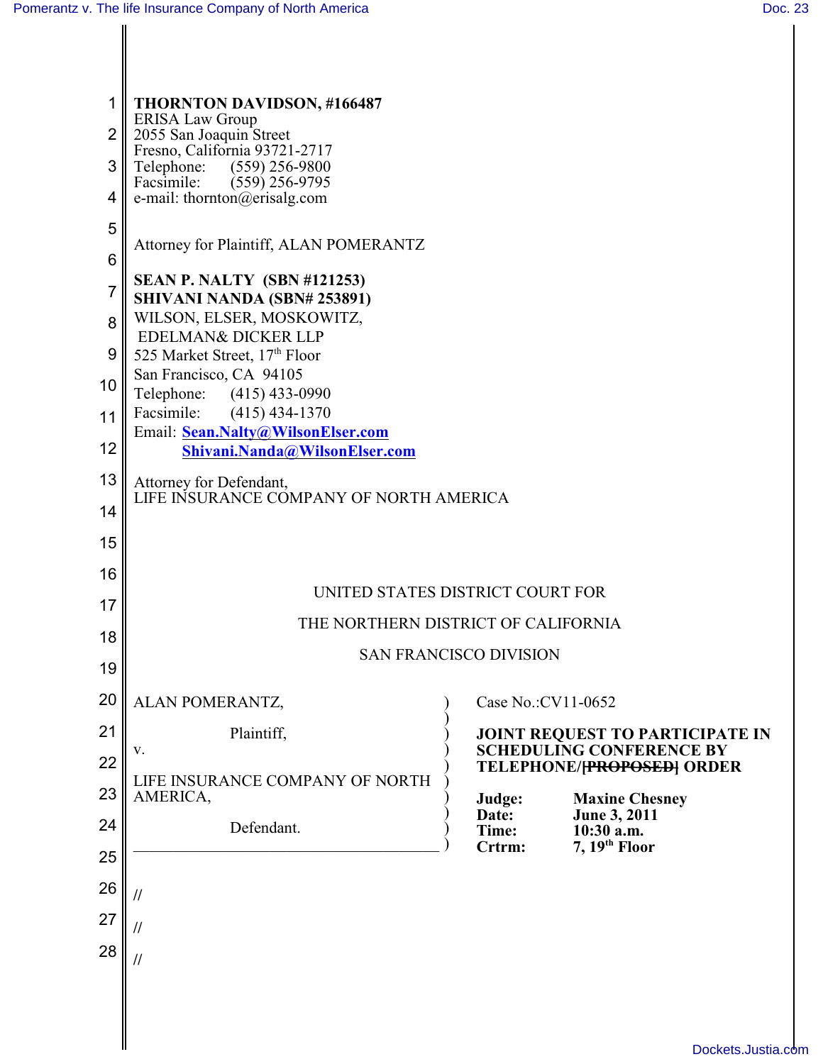**THORNTON DAVIDSON, #166487**
ERISA Law Group
2055 San Joaquin Street
Fresno, California 93721-2717
Telephone: (559) 256-9800
Facsimile: (559) 256-9795
e-mail: thornton@erisalg.com

Attorney for Plaintiff, ALAN POMERANTZ

**SEAN P. NALTY (SBN #121253)**
**SHIVANI NANDA (SBN# 253891)**
WILSON, ELSER, MOSKOWITZ,
EDELMAN& DICKER LLP
525 Market Street, 17th Floor
San Francisco, CA 94105
Telephone: (415) 433-0990
Facsimile: (415) 434-1370
Email: **Sean.Nalty@WilsonElser.com**
**Shivani.Nanda@WilsonElser.com**

Attorney for Defendant,
LIFE INSURANCE COMPANY OF NORTH AMERICA

UNITED STATES DISTRICT COURT FOR
THE NORTHERN DISTRICT OF CALIFORNIA
SAN FRANCISCO DIVISION

ALAN POMERANTZ,

Plaintiff,

v.

LIFE INSURANCE COMPANY OF NORTH AMERICA,

Defendant.

Case No.:CV11-0652

**JOINT REQUEST TO PARTICIPATE IN SCHEDULING CONFERENCE BY TELEPHONE/~~[PROPOSED]~~ ORDER**

**Judge: Maxine Chesney**
**Date: June 3, 2011**
**Time: 10:30 a.m.**
**Crtrm: 7, 19th Floor**

//

//

//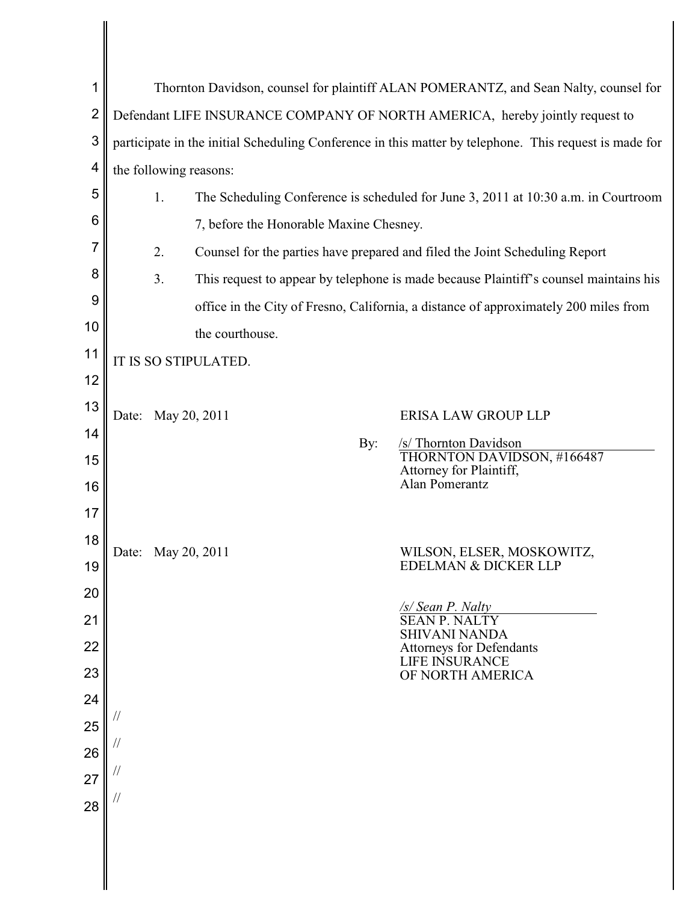Thornton Davidson, counsel for plaintiff ALAN POMERANTZ, and Sean Nalty, counsel for Defendant LIFE INSURANCE COMPANY OF NORTH AMERICA, hereby jointly request to participate in the initial Scheduling Conference in this matter by telephone. This request is made for the following reasons:

1. The Scheduling Conference is scheduled for June 3, 2011 at 10:30 a.m. in Courtroom 7, before the Honorable Maxine Chesney.
2. Counsel for the parties have prepared and filed the Joint Scheduling Report
3. This request to appear by telephone is made because Plaintiff's counsel maintains his office in the City of Fresno, California, a distance of approximately 200 miles from the courthouse.

IT IS SO STIPULATED.

Date: May 20, 2011

ERISA LAW GROUP LLP

By: /s/ Thornton Davidson
THORNTON DAVIDSON, #166487
Attorney for Plaintiff,
Alan Pomerantz

Date: May 20, 2011

WILSON, ELSER, MOSKOWITZ,
EDELMAN & DICKER LLP

*/s/ Sean P. Nalty*
SEAN P. NALTY
SHIVANI NANDA
Attorneys for Defendants
LIFE INSURANCE
OF NORTH AMERICA

//

//

//

//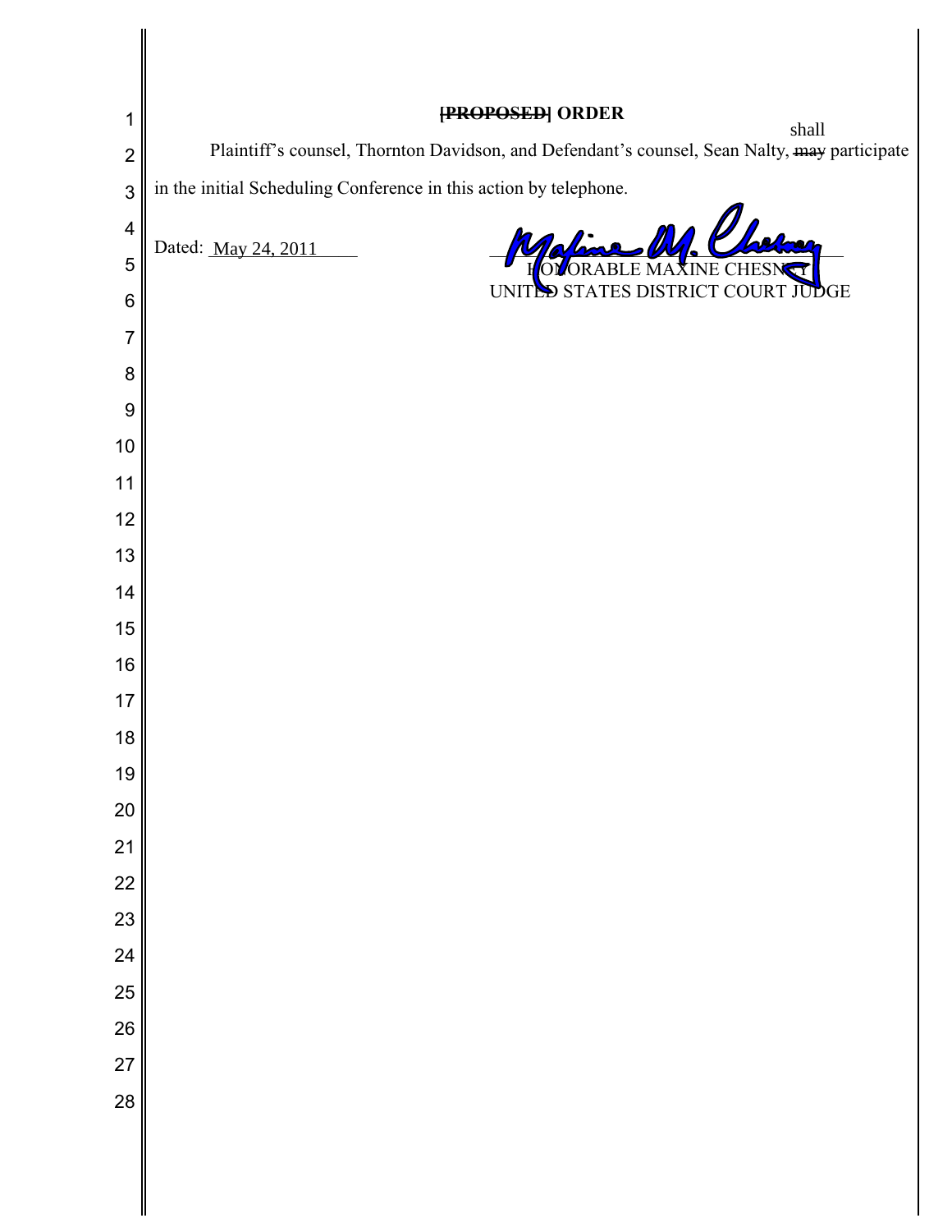**~~[PROPOSED]~~ ORDER**

Plaintiff's counsel, Thornton Davidson, and Defendant's counsel, Sean Nalty, ~~may~~ shall participate in the initial Scheduling Conference in this action by telephone.

Dated: May 24, 2011

HONORABLE MAXINE CHESNEY
UNITED STATES DISTRICT COURT JUDGE